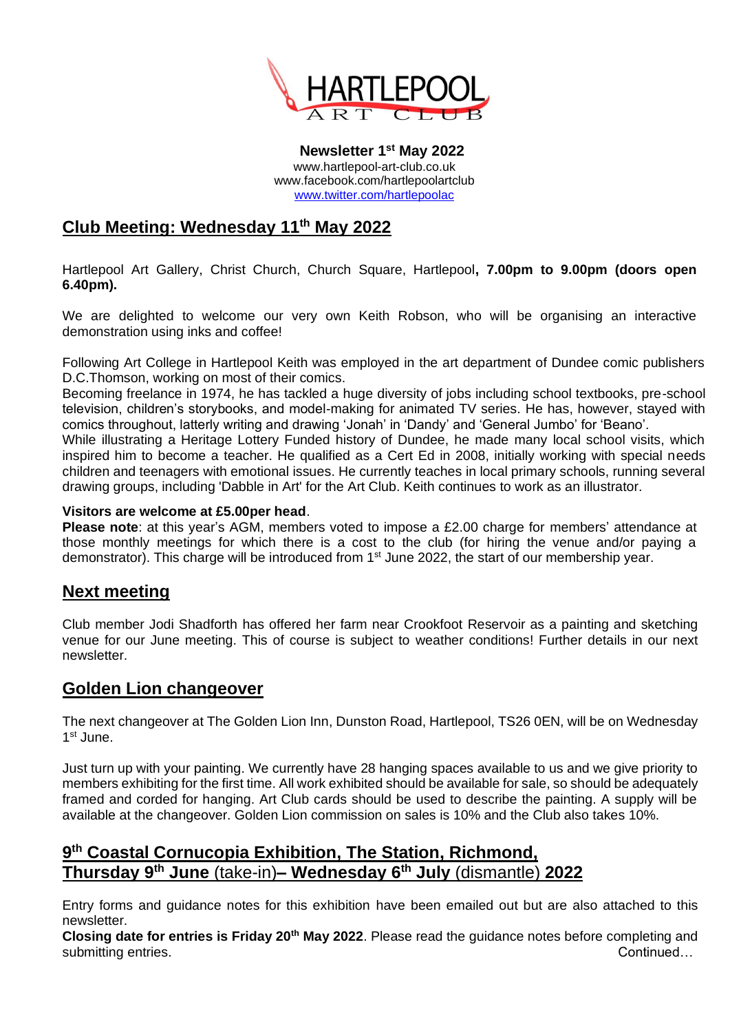HARTLEPOOL ART CLUB

**Newsletter 1st May 2022**
www.hartlepool-art-club.co.uk
www.facebook.com/hartlepoolartclub
www.twitter.com/hartlepoolac

## Club Meeting: Wednesday 11th May 2022

Hartlepool Art Gallery, Christ Church, Church Square, Hartlepool**, 7.00pm to 9.00pm (doors open 6.40pm).**

We are delighted to welcome our very own Keith Robson, who will be organising an interactive demonstration using inks and coffee!

Following Art College in Hartlepool Keith was employed in the art department of Dundee comic publishers D.C.Thomson, working on most of their comics.
Becoming freelance in 1974, he has tackled a huge diversity of jobs including school textbooks, pre-school television, children's storybooks, and model-making for animated TV series. He has, however, stayed with comics throughout, latterly writing and drawing 'Jonah' in 'Dandy' and 'General Jumbo' for 'Beano'.
While illustrating a Heritage Lottery Funded history of Dundee, he made many local school visits, which inspired him to become a teacher. He qualified as a Cert Ed in 2008, initially working with special needs children and teenagers with emotional issues. He currently teaches in local primary schools, running several drawing groups, including 'Dabble in Art' for the Art Club. Keith continues to work as an illustrator.

**Visitors are welcome at £5.00per head**.
**Please note**: at this year's AGM, members voted to impose a £2.00 charge for members' attendance at those monthly meetings for which there is a cost to the club (for hiring the venue and/or paying a demonstrator). This charge will be introduced from 1st June 2022, the start of our membership year.

## Next meeting

Club member Jodi Shadforth has offered her farm near Crookfoot Reservoir as a painting and sketching venue for our June meeting. This of course is subject to weather conditions! Further details in our next newsletter.

## Golden Lion changeover

The next changeover at The Golden Lion Inn, Dunston Road, Hartlepool, TS26 0EN, will be on Wednesday 1st June.

Just turn up with your painting. We currently have 28 hanging spaces available to us and we give priority to members exhibiting for the first time. All work exhibited should be available for sale, so should be adequately framed and corded for hanging. Art Club cards should be used to describe the painting. A supply will be available at the changeover. Golden Lion commission on sales is 10% and the Club also takes 10%.

## 9th Coastal Cornucopia Exhibition, The Station, Richmond, Thursday 9th June (take-in)– Wednesday 6th July (dismantle) 2022

Entry forms and guidance notes for this exhibition have been emailed out but are also attached to this newsletter.
**Closing date for entries is Friday 20th May 2022**. Please read the guidance notes before completing and submitting entries.

Continued…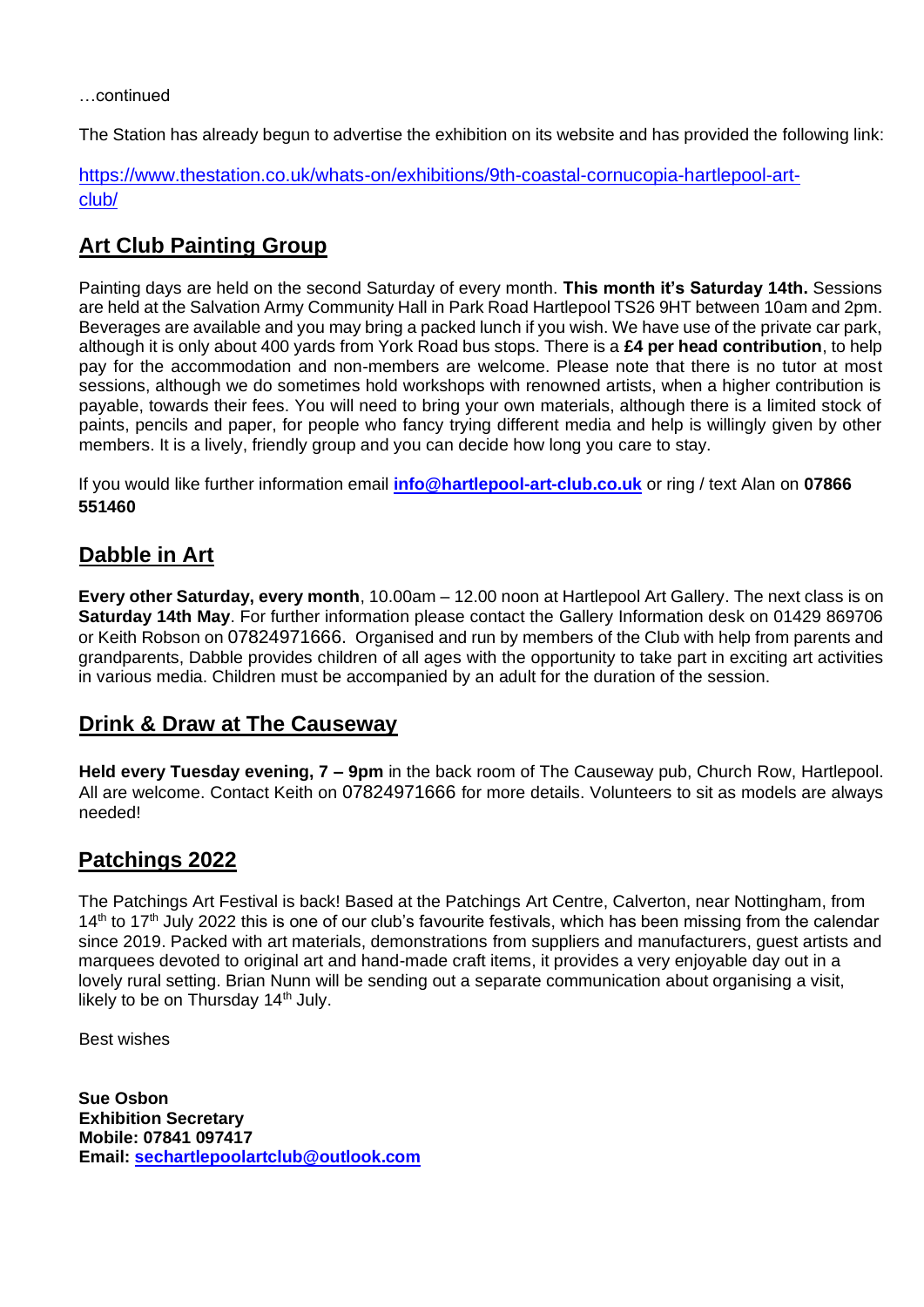…continued

The Station has already begun to advertise the exhibition on its website and has provided the following link:

[https://www.thestation.co.uk/whats-on/exhibitions/9th-coastal-cornucopia-hartlepool-art-club/](https://www.thestation.co.uk/whats-on/exhibitions/9th-coastal-cornucopia-hartlepool-art-club/)

## Art Club Painting Group

Painting days are held on the second Saturday of every month. **This month it's Saturday 14th.** Sessions are held at the Salvation Army Community Hall in Park Road Hartlepool TS26 9HT between 10am and 2pm. Beverages are available and you may bring a packed lunch if you wish. We have use of the private car park, although it is only about 400 yards from York Road bus stops. There is a **£4 per head contribution**, to help pay for the accommodation and non-members are welcome. Please note that there is no tutor at most sessions, although we do sometimes hold workshops with renowned artists, when a higher contribution is payable, towards their fees. You will need to bring your own materials, although there is a limited stock of paints, pencils and paper, for people who fancy trying different media and help is willingly given by other members. It is a lively, friendly group and you can decide how long you care to stay.

If you would like further information email **info@hartlepool-art-club.co.uk** or ring / text Alan on **07866 551460**

## Dabble in Art

**Every other Saturday, every month**, 10.00am – 12.00 noon at Hartlepool Art Gallery. The next class is on **Saturday 14th May**. For further information please contact the Gallery Information desk on 01429 869706 or Keith Robson on 07824971666. Organised and run by members of the Club with help from parents and grandparents, Dabble provides children of all ages with the opportunity to take part in exciting art activities in various media. Children must be accompanied by an adult for the duration of the session.

## Drink & Draw at The Causeway

**Held every Tuesday evening, 7 – 9pm** in the back room of The Causeway pub, Church Row, Hartlepool. All are welcome. Contact Keith on 07824971666 for more details. Volunteers to sit as models are always needed!

## Patchings 2022

The Patchings Art Festival is back! Based at the Patchings Art Centre, Calverton, near Nottingham, from 14th to 17th July 2022 this is one of our club's favourite festivals, which has been missing from the calendar since 2019. Packed with art materials, demonstrations from suppliers and manufacturers, guest artists and marquees devoted to original art and hand-made craft items, it provides a very enjoyable day out in a lovely rural setting. Brian Nunn will be sending out a separate communication about organising a visit, likely to be on Thursday 14th July.

Best wishes

**Sue Osbon**
**Exhibition Secretary**
**Mobile: 07841 097417**
**Email: sechartlepoolartclub@outlook.com**